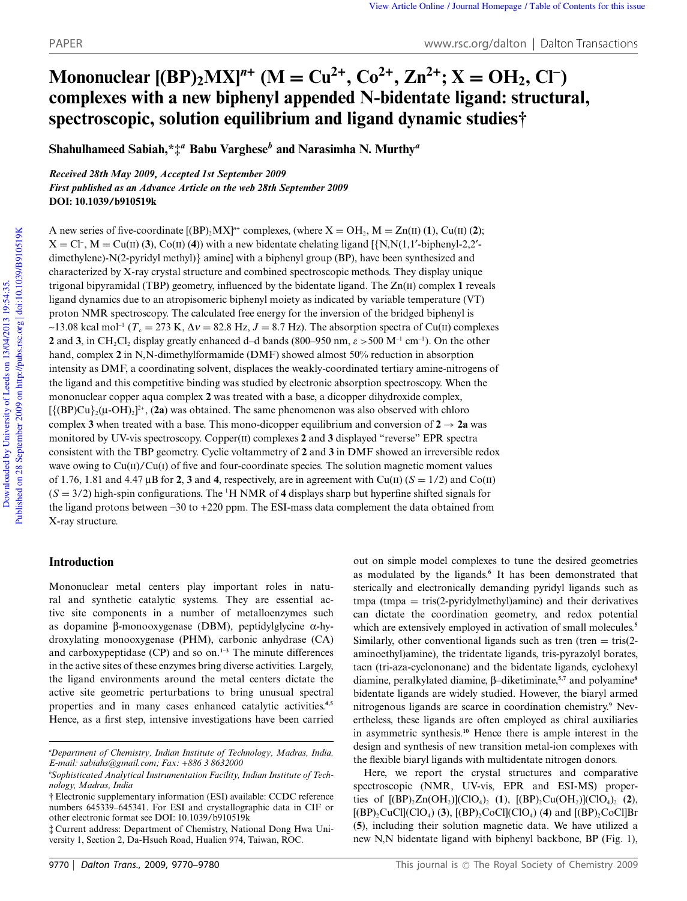# Mononuclear $[(BP)_2MX]^{n+}$ ($M = Cu^{2+}$, $Co^{2+}$, $Zn^{2+}$; $X = OH_2$, $Cl^-$) complexes with a new biphenyl appended N-bidentate ligand: structural, spectroscopic, solution equilibrium and ligand dynamic studies†

**Shahulhameed Sabiah,\*‡[a] Babu Varghese[b] and Narasimha N. Murthy[a]**

*Received 28th May 2009, Accepted 1st September 2009*
*First published as an Advance Article on the web 28th September 2009*
**DOI: 10.1039/b910519k**

A new series of five-coordinate $[(BP)_2MX]^{n+}$ complexes, (where $X = OH_2$, M = Zn(II) (**1**), Cu(II) (**2**); $X = Cl^-$, M = Cu(II) (**3**), Co(II) (**4**)) with a new bidentate chelating ligand [{N,N(1,1′-biphenyl-2,2′-dimethylene)-N(2-pyridyl methyl)} amine] with a biphenyl group (BP), have been synthesized and characterized by X-ray crystal structure and combined spectroscopic methods. They display unique trigonal bipyramidal (TBP) geometry, influenced by the bidentate ligand. The Zn(II) complex **1** reveals ligand dynamics due to an atropisomeric biphenyl moiety as indicated by variable temperature (VT) proton NMR spectroscopy. The calculated free energy for the inversion of the bridged biphenyl is ~13.08 kcal mol$^{-1}$ ($T_c = 273$ K, $\Delta\nu = 82.8$ Hz, $J = 8.7$ Hz). The absorption spectra of Cu(II) complexes **2** and **3**, in $CH_2Cl_2$ display greatly enhanced d–d bands (800–950 nm, $\varepsilon > 500$ M$^{-1}$ cm$^{-1}$). On the other hand, complex **2** in N,N-dimethylformamide (DMF) showed almost 50% reduction in absorption intensity as DMF, a coordinating solvent, displaces the weakly-coordinated tertiary amine-nitrogens of the ligand and this competitive binding was studied by electronic absorption spectroscopy. When the mononuclear copper aqua complex **2** was treated with a base, a dicopper dihydroxide complex, $[\{(BP)Cu\}_2(\mu\text{-}OH)_2]^{2+}$, (**2a**) was obtained. The same phenomenon was also observed with chloro complex **3** when treated with a base. This mono-dicopper equilibrium and conversion of **2** → **2a** was monitored by UV-vis spectroscopy. Copper(II) complexes **2** and **3** displayed "reverse" EPR spectra consistent with the TBP geometry. Cyclic voltammetry of **2** and **3** in DMF showed an irreversible redox wave owing to Cu(II)/Cu(I) of five and four-coordinate species. The solution magnetic moment values of 1.76, 1.81 and 4.47 μB for **2**, **3** and **4**, respectively, are in agreement with Cu(II) ($S = 1/2$) and Co(II) ($S = 3/2$) high-spin configurations. The $^1$H NMR of **4** displays sharp but hyperfine shifted signals for the ligand protons between −30 to +220 ppm. The ESI-mass data complement the data obtained from X-ray structure.

## Introduction

Mononuclear metal centers play important roles in natural and synthetic catalytic systems. They are essential active site components in a number of metalloenzymes such as dopamine β-monooxygenase (DBM), peptidylglycine α-hydroxylating monooxygenase (PHM), carbonic anhydrase (CA) and carboxypeptidase (CP) and so on.[1–3] The minute differences in the active sites of these enzymes bring diverse activities. Largely, the ligand environments around the metal centers dictate the active site geometric perturbations to bring unusual spectral properties and in many cases enhanced catalytic activities.[4,5] Hence, as a first step, intensive investigations have been carried out on simple model complexes to tune the desired geometries as modulated by the ligands.[6] It has been demonstrated that sterically and electronically demanding pyridyl ligands such as tmpa (tmpa = tris(2-pyridylmethyl)amine) and their derivatives can dictate the coordination geometry, and redox potential which are extensively employed in activation of small molecules.[5] Similarly, other conventional ligands such as tren (tren = tris(2-aminoethyl)amine), the tridentate ligands, tris-pyrazolyl borates, tacn (tri-aza-cyclononane) and the bidentate ligands, cyclohexyl diamine, peralkylated diamine, β–diketiminate,[5,7] and polyamine[8] bidentate ligands are widely studied. However, the biaryl armed nitrogenous ligands are scarce in coordination chemistry.[9] Nevertheless, these ligands are often employed as chiral auxiliaries in asymmetric synthesis.[10] Hence there is ample interest in the design and synthesis of new transition metal-ion complexes with the flexible biaryl ligands with multidentate nitrogen donors.

Here, we report the crystal structures and comparative spectroscopic (NMR, UV-vis, EPR and ESI-MS) properties of $[(BP)_2Zn(OH_2)](ClO_4)_2$ (**1**), $[(BP)_2Cu(OH_2)](ClO_4)_2$ (**2**), $[(BP)_2CuCl](ClO_4)$ (**3**), $[(BP)_2CoCl](ClO_4)$ (**4**) and $[(BP)_2CoCl]Br$ (**5**), including their solution magnetic data. We have utilized a new N,N bidentate ligand with biphenyl backbone, BP (Fig. 1),

[a]Department of Chemistry, Indian Institute of Technology, Madras, India. E-mail: sabiahs@gmail.com; Fax: +886 3 8632000

[b]Sophisticated Analytical Instrumentation Facility, Indian Institute of Technology, Madras, India

† Electronic supplementary information (ESI) available: CCDC reference numbers 645339–645341. For ESI and crystallographic data in CIF or other electronic format see DOI: 10.1039/b910519k

‡ Current address: Department of Chemistry, National Dong Hwa University 1, Section 2, Da-Hsueh Road, Hualien 974, Taiwan, ROC.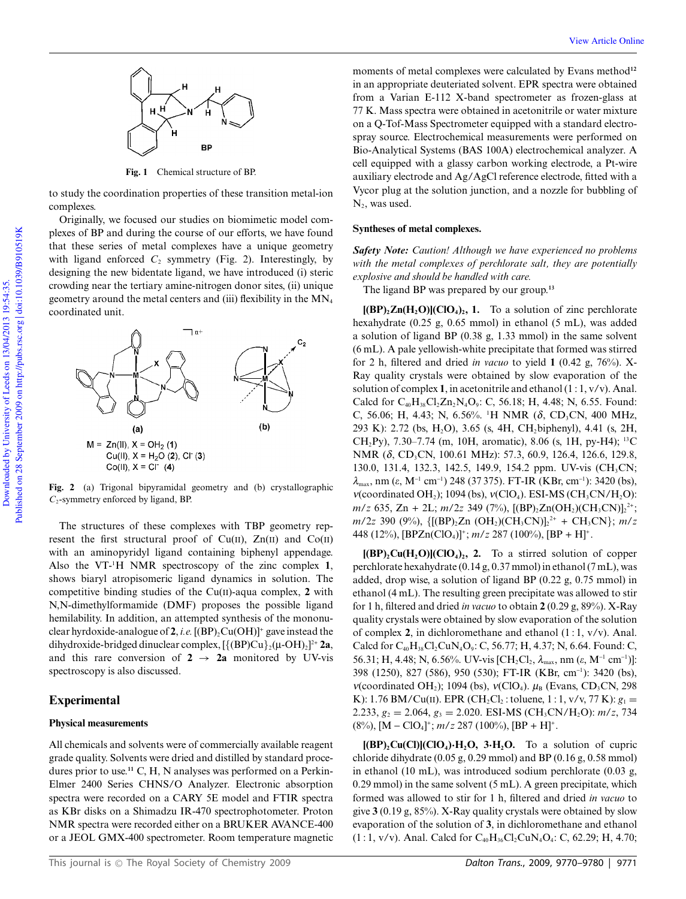Fig. 1 Chemical structure of BP.

to study the coordination properties of these transition metal-ion complexes.

Originally, we focused our studies on biomimetic model complexes of BP and during the course of our efforts, we have found that these series of metal complexes have a unique geometry with ligand enforced $C_2$ symmetry (Fig. 2). Interestingly, by designing the new bidentate ligand, we have introduced (i) steric crowding near the tertiary amine-nitrogen donor sites, (ii) unique geometry around the metal centers and (iii) flexibility in the $MN_4$ coordinated unit.

M = Zn(II), X = $OH_2$ (**1**)
Cu(II), X = $H_2O$ (**2**), $Cl^-$ (**3**)
Co(II), X = $Cl^-$ (**4**)

**Fig. 2** (a) Trigonal bipyramidal geometry and (b) crystallographic $C_2$-symmetry enforced by ligand, BP.

The structures of these complexes with TBP geometry represent the first structural proof of Cu(II), Zn(II) and Co(II) with an aminopyridyl ligand containing biphenyl appendage. Also the VT-$^1$H NMR spectroscopy of the zinc complex **1**, shows biaryl atropisomeric ligand dynamics in solution. The competitive binding studies of the Cu(II)-aqua complex, **2** with N,N-dimethylformamide (DMF) proposes the possible ligand hemilability. In addition, an attempted synthesis of the mononuclear hyrdoxide-analogue of **2**, *i.e.* $[(BP)_2Cu(OH)]^+$ gave instead the dihydroxide-bridged dinuclear complex, $[\{(BP)Cu\}_2(\mu\text{-}OH)_2]^{2+}$ **2a**, and this rare conversion of **2** → **2a** monitored by UV-vis spectroscopy is also discussed.

## Experimental

### Physical measurements

All chemicals and solvents were of commercially available reagent grade quality. Solvents were dried and distilled by standard procedures prior to use.[11] C, H, N analyses was performed on a Perkin-Elmer 2400 Series CHNS/O Analyzer. Electronic absorption spectra were recorded on a CARY 5E model and FTIR spectra as KBr disks on a Shimadzu IR-470 spectrophotometer. Proton NMR spectra were recorded either on a BRUKER AVANCE-400 or a JEOL GMX-400 spectrometer. Room temperature magnetic moments of metal complexes were calculated by Evans method[12] in an appropriate deuteriated solvent. EPR spectra were obtained from a Varian E-112 X-band spectrometer as frozen-glass at 77 K. Mass spectra were obtained in acetonitrile or water mixture on a Q-Tof-Mass Spectrometer equipped with a standard electrospray source. Electrochemical measurements were performed on Bio-Analytical Systems (BAS 100A) electrochemical analyzer. A cell equipped with a glassy carbon working electrode, a Pt-wire auxiliary electrode and Ag/AgCl reference electrode, fitted with a Vycor plug at the solution junction, and a nozzle for bubbling of $N_2$, was used.

### Syntheses of metal complexes.

***Safety Note:*** *Caution! Although we have experienced no problems with the metal complexes of perchlorate salt, they are potentially explosive and should be handled with care.*

The ligand BP was prepared by our group.[13]

**$[(BP)_2Zn(H_2O)](ClO_4)_2$, 1.** To a solution of zinc perchlorate hexahydrate (0.25 g, 0.65 mmol) in ethanol (5 mL), was added a solution of ligand BP (0.38 g, 1.33 mmol) in the same solvent (6 mL). A pale yellowish-white precipitate that formed was stirred for 2 h, filtered and dried *in vacuo* to yield **1** (0.42 g, 76%). X-Ray quality crystals were obtained by slow evaporation of the solution of complex **1**, in acetonitrile and ethanol (1 : 1, v/v). Anal. Calcd for $C_{40}H_{38}Cl_2Zn_2N_4O_9$: C, 56.18; H, 4.48; N, 6.55. Found: C, 56.06; H, 4.43; N, 6.56%. $^1$H NMR (δ, $CD_3CN$, 400 MHz, 293 K): 2.72 (bs, $H_2O$), 3.65 (s, 4H, $CH_2$biphenyl), 4.41 (s, 2H, $CH_2$Py), 7.30–7.74 (m, 10H, aromatic), 8.06 (s, 1H, py-H4); $^{13}$C NMR (δ, $CD_3CN$, 100.61 MHz): 57.3, 60.9, 126.4, 126.6, 129.8, 130.0, 131.4, 132.3, 142.5, 149.9, 154.2 ppm. UV-vis ($CH_3CN$; $\lambda_{max}$, nm (ε, $M^{-1}$ $cm^{-1}$)) 248 (37 375). FT-IR (KBr, $cm^{-1}$): 3420 (bs), ν(coordinated $OH_2$); 1094 (bs), ν($ClO_4$). ESI-MS ($CH_3CN/H_2O$): *m/z* 635, Zn + 2L; *m/2z* 349 (7%), $[(BP)_2Zn(OH_2)(CH_3CN)]^{2+}$; *m/2z* 390 (9%), $\{[(BP)_2Zn(OH_2)(CH_3CN)]_2^{2+} + CH_3CN\}$; *m/z* 448 (12%), $[BPZn(ClO_4)]^+$; *m/z* 287 (100%), $[BP + H]^+$.

**$[(BP)_2Cu(H_2O)](ClO_4)_2$, 2.** To a stirred solution of copper perchlorate hexahydrate (0.14 g, 0.37 mmol) in ethanol (7 mL), was added, drop wise, a solution of ligand BP (0.22 g, 0.75 mmol) in ethanol (4 mL). The resulting green precipitate was allowed to stir for 1 h, filtered and dried *in vacuo* to obtain **2** (0.29 g, 89%). X-Ray quality crystals were obtained by slow evaporation of the solution of complex **2**, in dichloromethane and ethanol (1 : 1, v/v). Anal. Calcd for $C_{40}H_{38}Cl_2CuN_4O_9$: C, 56.77; H, 4.37; N, 6.64. Found: C, 56.31; H, 4.48; N, 6.56%. UV-vis [$CH_2Cl_2$, $\lambda_{max}$, nm (ε, $M^{-1}$ $cm^{-1}$)]: 398 (1250), 827 (586), 950 (530); FT-IR (KBr, $cm^{-1}$): 3420 (bs), ν(coordinated $OH_2$); 1094 (bs), ν($ClO_4$). $\mu_B$ (Evans, $CD_3CN$, 298 K): 1.76 BM/Cu(II). EPR ($CH_2Cl_2$ : toluene, 1 : 1, v/v, 77 K): $g_1$ = 2.233, $g_2$ = 2.064, $g_3$ = 2.020. ESI-MS ($CH_3CN/H_2O$): *m/z*, 734 (8%), $[M - ClO_4]^+$; *m/z* 287 (100%), $[BP + H]^+$.

**$[(BP)_2Cu(Cl)](ClO_4)\cdot H_2O$, 3·$H_2O$.** To a solution of cupric chloride dihydrate (0.05 g, 0.29 mmol) and BP (0.16 g, 0.58 mmol) in ethanol (10 mL), was introduced sodium perchlorate (0.03 g, 0.29 mmol) in the same solvent (5 mL). A green precipitate, which formed was allowed to stir for 1 h, filtered and dried *in vacuo* to give **3** (0.19 g, 85%). X-Ray quality crystals were obtained by slow evaporation of the solution of **3**, in dichloromethane and ethanol (1 : 1, v/v). Anal. Calcd for $C_{40}H_{36}Cl_2CuN_4O_4$: C, 62.29; H, 4.70;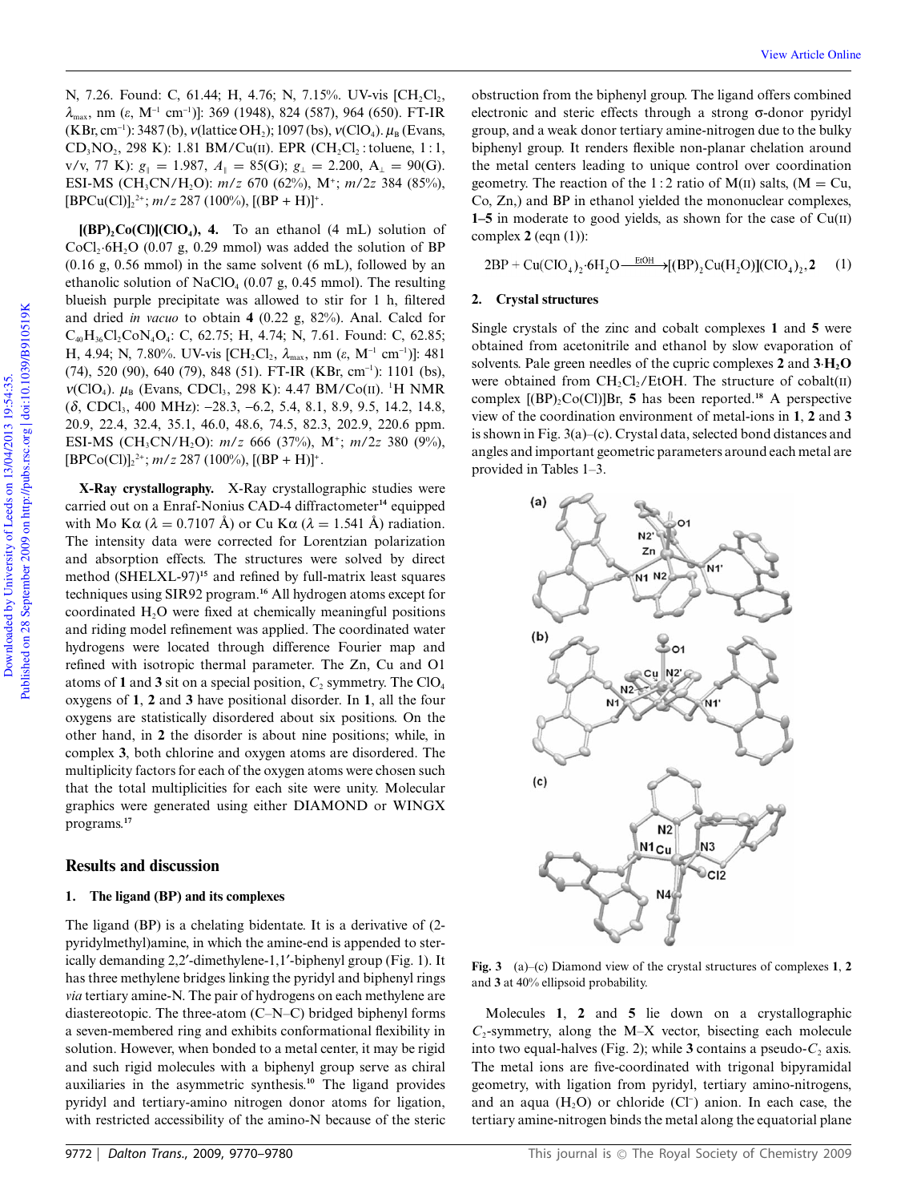N, 7.26. Found: C, 61.44; H, 4.76; N, 7.15%. UV-vis [$CH_2Cl_2$, $\lambda_{max}$, nm ($\varepsilon$, $M^{-1}$ $cm^{-1}$)]: 369 (1948), 824 (587), 964 (650). FT-IR (KBr, $cm^{-1}$): 3487 (b), $\nu$(lattice $OH_2$); 1097 (bs), $\nu(ClO_4)$. $\mu_B$ (Evans, $CD_3NO_2$, 298 K): 1.81 BM/Cu(II). EPR ($CH_2Cl_2$ : toluene, 1 : 1, v/v, 77 K): $g_\parallel$ = 1.987, $A_\parallel$ = 85(G); $g_\perp$ = 2.200, $A_\perp$ = 90(G). ESI-MS ($CH_3CN/H_2O$): *m/z* 670 (62%), $M^+$; *m/2z* 384 (85%), $[BPCu(Cl)]_2^{2+}$; *m/z* 287 (100%), $[(BP + H)]^+$.

**[(BP)$_2$Co(Cl)](ClO$_4$), 4.** To an ethanol (4 mL) solution of $CoCl_2 \cdot 6H_2O$ (0.07 g, 0.29 mmol) was added the solution of BP (0.16 g, 0.56 mmol) in the same solvent (6 mL), followed by an ethanolic solution of $NaClO_4$ (0.07 g, 0.45 mmol). The resulting blueish purple precipitate was allowed to stir for 1 h, filtered and dried *in vacuo* to obtain **4** (0.22 g, 82%). Anal. Calcd for $C_{40}H_{36}Cl_2CoN_4O_4$: C, 62.75; H, 4.74; N, 7.61. Found: C, 62.85; H, 4.94; N, 7.80%. UV-vis [$CH_2Cl_2$, $\lambda_{max}$, nm ($\varepsilon$, $M^{-1}$ $cm^{-1}$)]: 481 (74), 520 (90), 640 (79), 848 (51). FT-IR (KBr, $cm^{-1}$): 1101 (bs), $\nu(ClO_4)$. $\mu_B$ (Evans, $CDCl_3$, 298 K): 4.47 BM/Co(II). $^1$H NMR ($\delta$, $CDCl_3$, 400 MHz): −28.3, −6.2, 5.4, 8.1, 8.9, 9.5, 14.2, 14.8, 20.9, 22.4, 32.4, 35.1, 46.0, 48.6, 74.5, 82.3, 202.9, 220.6 ppm. ESI-MS ($CH_3CN/H_2O$): *m/z* 666 (37%), $M^+$; *m/2z* 380 (9%), $[BPCo(Cl)]_2^{2+}$; *m/z* 287 (100%), $[(BP + H)]^+$.

**X-Ray crystallography.** X-Ray crystallographic studies were carried out on a Enraf-Nonius CAD-4 diffractometer[14] equipped with Mo K$\alpha$ ($\lambda$ = 0.7107 Å) or Cu K$\alpha$ ($\lambda$ = 1.541 Å) radiation. The intensity data were corrected for Lorentzian polarization and absorption effects. The structures were solved by direct method (SHELXL-97)[15] and refined by full-matrix least squares techniques using SIR92 program.[16] All hydrogen atoms except for coordinated $H_2O$ were fixed at chemically meaningful positions and riding model refinement was applied. The coordinated water hydrogens were located through difference Fourier map and refined with isotropic thermal parameter. The Zn, Cu and O1 atoms of **1** and **3** sit on a special position, $C_2$ symmetry. The $ClO_4$ oxygens of **1**, **2** and **3** have positional disorder. In **1**, all the four oxygens are statistically disordered about six positions. On the other hand, in **2** the disorder is about nine positions; while, in complex **3**, both chlorine and oxygen atoms are disordered. The multiplicity factors for each of the oxygen atoms were chosen such that the total multiplicities for each site were unity. Molecular graphics were generated using either DIAMOND or WINGX programs.[17]

## Results and discussion

### 1. The ligand (BP) and its complexes

The ligand (BP) is a chelating bidentate. It is a derivative of (2-pyridylmethyl)amine, in which the amine-end is appended to sterically demanding 2,2′-dimethylene-1,1′-biphenyl group (Fig. 1). It has three methylene bridges linking the pyridyl and biphenyl rings *via* tertiary amine-N. The pair of hydrogens on each methylene are diastereotopic. The three-atom (C–N–C) bridged biphenyl forms a seven-membered ring and exhibits conformational flexibility in solution. However, when bonded to a metal center, it may be rigid and such rigid molecules with a biphenyl group serve as chiral auxiliaries in the asymmetric synthesis.[10] The ligand provides pyridyl and tertiary-amino nitrogen donor atoms for ligation, with restricted accessibility of the amino-N because of the steric obstruction from the biphenyl group. The ligand offers combined electronic and steric effects through a strong σ-donor pyridyl group, and a weak donor tertiary amine-nitrogen due to the bulky biphenyl group. It renders flexible non-planar chelation around the metal centers leading to unique control over coordination geometry. The reaction of the 1 : 2 ratio of M(II) salts, (M = Cu, Co, Zn,) and BP in ethanol yielded the mononuclear complexes, **1–5** in moderate to good yields, as shown for the case of Cu(II) complex **2** (eqn (1)):

$$2BP + Cu(ClO_4)_2 \cdot 6H_2O \xrightarrow{EtOH} [(BP)_2Cu(H_2O)](ClO_4)_2, \mathbf{2} \quad (1)$$

### 2. Crystal structures

Single crystals of the zinc and cobalt complexes **1** and **5** were obtained from acetonitrile and ethanol by slow evaporation of solvents. Pale green needles of the cupric complexes **2** and **3·H$_2$O** were obtained from $CH_2Cl_2$/EtOH. The structure of cobalt(II) complex [(BP)$_2$Co(Cl)]Br, **5** has been reported.[18] A perspective view of the coordination environment of metal-ions in **1**, **2** and **3** is shown in Fig. 3(a)–(c). Crystal data, selected bond distances and angles and important geometric parameters around each metal are provided in Tables 1–3.

**Fig. 3** (a)–(c) Diamond view of the crystal structures of complexes **1**, **2** and **3** at 40% ellipsoid probability.

Molecules **1**, **2** and **5** lie down on a crystallographic $C_2$-symmetry, along the M–X vector, bisecting each molecule into two equal-halves (Fig. 2); while **3** contains a pseudo-$C_2$ axis. The metal ions are five-coordinated with trigonal bipyramidal geometry, with ligation from pyridyl, tertiary amino-nitrogens, and an aqua ($H_2O$) or chloride ($Cl^-$) anion. In each case, the tertiary amine-nitrogen binds the metal along the equatorial plane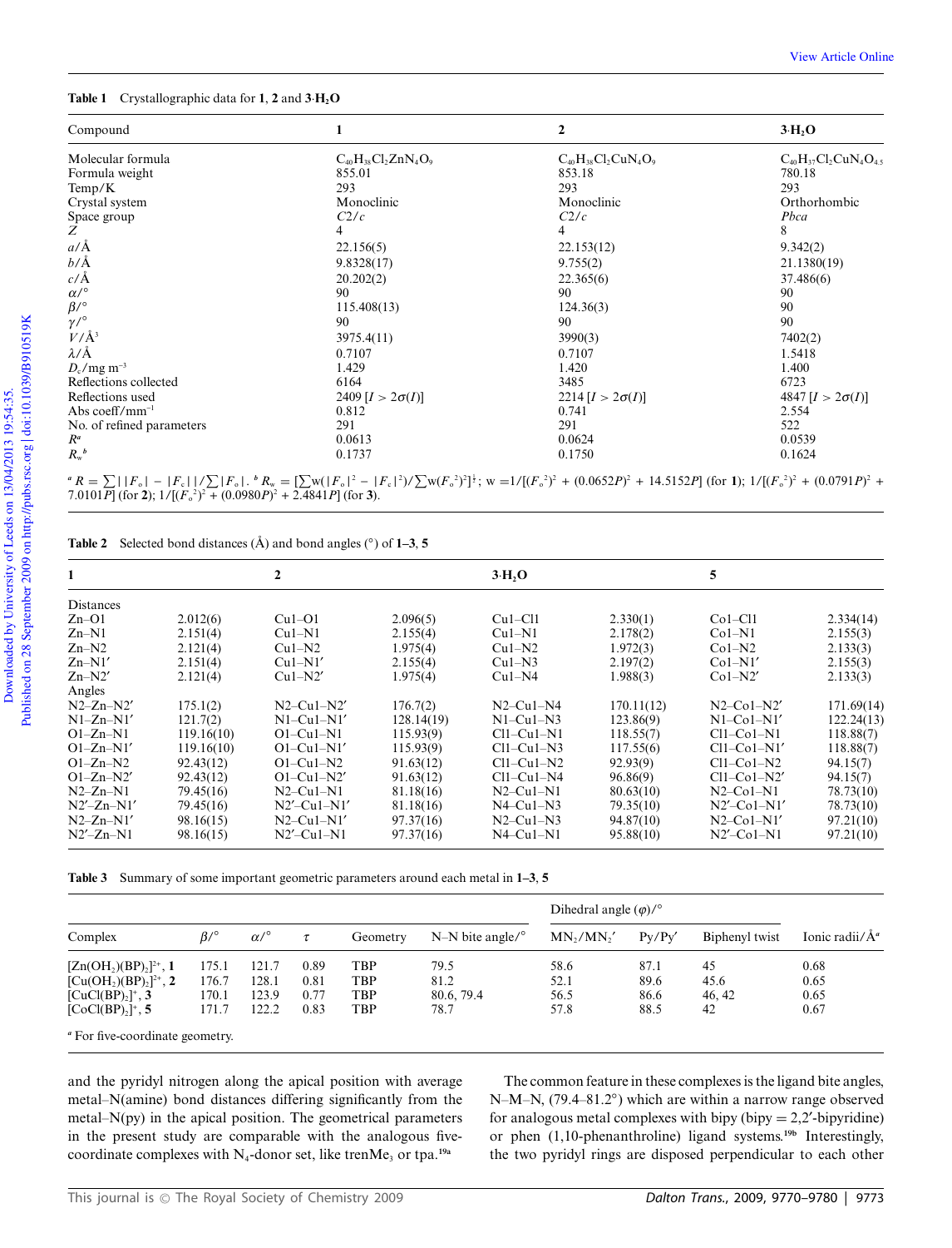**Table 1** Crystallographic data for **1**, **2** and **3·H₂O**

| Compound | **1** | **2** | **3·H₂O** |
|---|---|---|---|
| Molecular formula | $C_{40}H_{38}Cl_2ZnN_4O_9$ | $C_{40}H_{38}Cl_2CuN_4O_9$ | $C_{40}H_{37}Cl_2CuN_4O_{4.5}$ |
| Formula weight | 855.01 | 853.18 | 780.18 |
| Temp/K | 293 | 293 | 293 |
| Crystal system | Monoclinic | Monoclinic | Orthorhombic |
| Space group | *C*2/*c* | *C*2/*c* | *Pbca* |
| *Z* | 4 | 4 | 8 |
| *a*/Å | 22.156(5) | 22.153(12) | 9.342(2) |
| *b*/Å | 9.8328(17) | 9.755(2) | 21.1380(19) |
| *c*/Å | 20.202(2) | 22.365(6) | 37.486(6) |
| *α*/° | 90 | 90 | 90 |
| *β*/° | 115.408(13) | 124.36(3) | 90 |
| *γ*/° | 90 | 90 | 90 |
| *V*/Å³ | 3975.4(11) | 3990(3) | 7402(2) |
| *λ*/Å | 0.7107 | 0.7107 | 1.5418 |
| $D_c$/mg m⁻³ | 1.429 | 1.420 | 1.400 |
| Reflections collected | 6164 | 3485 | 6723 |
| Reflections used | 2409 [$I > 2\sigma(I)$] | 2214 [$I > 2\sigma(I)$] | 4847 [$I > 2\sigma(I)$] |
| Abs coeff/mm⁻¹ | 0.812 | 0.741 | 2.554 |
| No. of refined parameters | 291 | 291 | 522 |
| $R^a$ | 0.0613 | 0.0624 | 0.0539 |
| $R_w^b$ | 0.1737 | 0.1750 | 0.1624 |

[a] $R = \sum||F_o| - |F_c||/\sum|F_o|$. [b] $R_w = [\sum w(|F_o|^2 - |F_c|^2)/\sum w(F_o^2)^2]^{\frac{1}{2}}$; w $=1/[(F_o^2)^2 + (0.0652P)^2 + 14.5152P]$ (for **1**); $1/[(F_o^2)^2 + (0.0791P)^2 + 7.0101P]$ (for **2**); $1/[(F_o^2)^2 + (0.0980P)^2 + 2.4841P]$ (for **3**).

**Table 2** Selected bond distances (Å) and bond angles (°) of **1–3**, **5**

| **1** | | **2** | | **3·H₂O** | | **5** | |
|---|---|---|---|---|---|---|---|
| Distances | | | | | | | |
| Zn–O1 | 2.012(6) | Cu1–O1 | 2.096(5) | Cu1–Cl1 | 2.330(1) | Co1–Cl1 | 2.334(14) |
| Zn–N1 | 2.151(4) | Cu1–N1 | 2.155(4) | Cu1–N1 | 2.178(2) | Co1–N1 | 2.155(3) |
| Zn–N2 | 2.121(4) | Cu1–N2 | 1.975(4) | Cu1–N2 | 1.972(3) | Co1–N2 | 2.133(3) |
| Zn–N1′ | 2.151(4) | Cu1–N1′ | 2.155(4) | Cu1–N3 | 2.197(2) | Co1–N1′ | 2.155(3) |
| Zn–N2′ | 2.121(4) | Cu1–N2′ | 1.975(4) | Cu1–N4 | 1.988(3) | Co1–N2′ | 2.133(3) |
| Angles | | | | | | | |
| N2–Zn–N2′ | 175.1(2) | N2–Cu1–N2′ | 176.7(2) | N2–Cu1–N4 | 170.11(12) | N2–Co1–N2′ | 171.69(14) |
| N1–Zn–N1′ | 121.7(2) | N1–Cu1–N1′ | 128.14(19) | N1–Cu1–N3 | 123.86(9) | N1–Co1–N1′ | 122.24(13) |
| O1–Zn–N1 | 119.16(10) | O1–Cu1–N1 | 115.93(9) | Cl1–Cu1–N1 | 118.55(7) | Cl1–Co1–N1 | 118.88(7) |
| O1–Zn–N1′ | 119.16(10) | O1–Cu1–N1′ | 115.93(9) | Cl1–Cu1–N3 | 117.55(6) | Cl1–Co1–N1′ | 118.88(7) |
| O1–Zn–N2 | 92.43(12) | O1–Cu1–N2 | 91.63(12) | Cl1–Cu1–N2 | 92.93(9) | Cl1–Co1–N2 | 94.15(7) |
| O1–Zn–N2′ | 92.43(12) | O1–Cu1–N2′ | 91.63(12) | Cl1–Cu1–N4 | 96.86(9) | Cl1–Co1–N2′ | 94.15(7) |
| N2–Zn–N1 | 79.45(16) | N2–Cu1–N1 | 81.18(16) | N2–Cu1–N1 | 80.63(10) | N2–Co1–N1 | 78.73(10) |
| N2′–Zn–N1′ | 79.45(16) | N2′–Cu1–N1′ | 81.18(16) | N4–Cu1–N3 | 79.35(10) | N2′–Co1–N1′ | 78.73(10) |
| N2–Zn–N1′ | 98.16(15) | N2–Cu1–N1′ | 97.37(16) | N2–Cu1–N3 | 94.87(10) | N2–Co1–N1′ | 97.21(10) |
| N2′–Zn–N1 | 98.16(15) | N2′–Cu1–N1 | 97.37(16) | N4–Cu1–N1 | 95.88(10) | N2′–Co1–N1 | 97.21(10) |

**Table 3** Summary of some important geometric parameters around each metal in **1–3**, **5**

| | | | | | | Dihedral angle (*φ*)/° | | | |
|---|---|---|---|---|---|---|---|---|---|
| Complex | *β*/° | *α*/° | *τ* | Geometry | N–N bite angle/° | MN₂/MN₂′ | Py/Py′ | Biphenyl twist | Ionic radii/Å[a] |
| $[Zn(OH_2)(BP)_2]^{2+}$, **1** | 175.1 | 121.7 | 0.89 | TBP | 79.5 | 58.6 | 87.1 | 45 | 0.68 |
| $[Cu(OH_2)(BP)_2]^{2+}$, **2** | 176.7 | 128.1 | 0.81 | TBP | 81.2 | 52.1 | 89.6 | 45.6 | 0.65 |
| $[CuCl(BP)_2]^+$, **3** | 170.1 | 123.9 | 0.77 | TBP | 80.6, 79.4 | 56.5 | 86.6 | 46, 42 | 0.65 |
| $[CoCl(BP)_2]^+$, **5** | 171.7 | 122.2 | 0.83 | TBP | 78.7 | 57.8 | 88.5 | 42 | 0.67 |

[a] For five-coordinate geometry.

and the pyridyl nitrogen along the apical position with average metal–N(amine) bond distances differing significantly from the metal–N(py) in the apical position. The geometrical parameters in the present study are comparable with the analogous five-coordinate complexes with N₄-donor set, like trenMe₃ or tpa.[19a]

The common feature in these complexes is the ligand bite angles, N–M–N, (79.4–81.2°) which are within a narrow range observed for analogous metal complexes with bipy (bipy = 2,2′-bipyridine) or phen (1,10-phenanthroline) ligand systems.[19b] Interestingly, the two pyridyl rings are disposed perpendicular to each other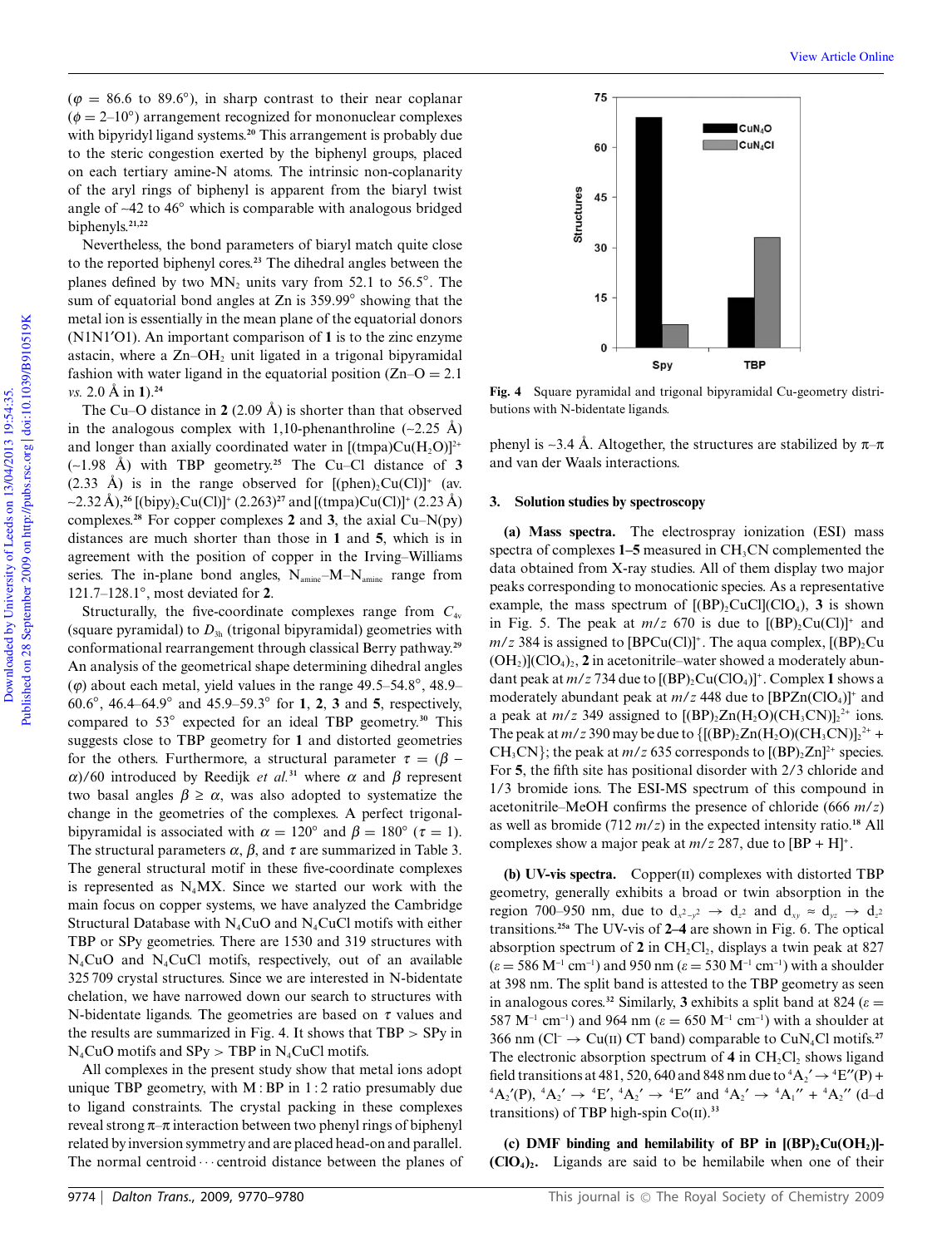($\varphi$ = 86.6 to 89.6°), in sharp contrast to their near coplanar ($\phi$ = 2–10°) arrangement recognized for mononuclear complexes with bipyridyl ligand systems.[20] This arrangement is probably due to the steric congestion exerted by the biphenyl groups, placed on each tertiary amine-N atoms. The intrinsic non-coplanarity of the aryl rings of biphenyl is apparent from the biaryl twist angle of ~42 to 46° which is comparable with analogous bridged biphenyls.[21,22]

Nevertheless, the bond parameters of biaryl match quite close to the reported biphenyl cores.[23] The dihedral angles between the planes defined by two $MN_2$ units vary from 52.1 to 56.5°. The sum of equatorial bond angles at Zn is 359.99° showing that the metal ion is essentially in the mean plane of the equatorial donors (N1N1′O1). An important comparison of **1** is to the zinc enzyme astacin, where a Zn–$OH_2$ unit ligated in a trigonal bipyramidal fashion with water ligand in the equatorial position (Zn–O = 2.1 *vs.* 2.0 Å in **1**).[24]

The Cu–O distance in **2** (2.09 Å) is shorter than that observed in the analogous complex with 1,10-phenanthroline (~2.25 Å) and longer than axially coordinated water in $[(tmpa)Cu(H_2O)]^{2+}$ (~1.98 Å) with TBP geometry.[25] The Cu–Cl distance of **3** (2.33 Å) is in the range observed for $[(phen)_2Cu(Cl)]^+$ (av. ~2.32 Å),[26] $[(bipy)_2Cu(Cl)]^+$ (2.263)[27] and $[(tmpa)Cu(Cl)]^+$ (2.23 Å) complexes.[28] For copper complexes **2** and **3**, the axial Cu–N(py) distances are much shorter than those in **1** and **5**, which is in agreement with the position of copper in the Irving–Williams series. The in-plane bond angles, $N_{amine}$–M–$N_{amine}$ range from 121.7–128.1°, most deviated for **2**.

Structurally, the five-coordinate complexes range from $C_{4v}$ (square pyramidal) to $D_{3h}$ (trigonal bipyramidal) geometries with conformational rearrangement through classical Berry pathway.[29] An analysis of the geometrical shape determining dihedral angles ($\varphi$) about each metal, yield values in the range 49.5–54.8°, 48.9–60.6°, 46.4–64.9° and 45.9–59.3° for **1**, **2**, **3** and **5**, respectively, compared to 53° expected for an ideal TBP geometry.[30] This suggests close to TBP geometry for **1** and distorted geometries for the others. Furthermore, a structural parameter $\tau = (\beta - \alpha)/60$ introduced by Reedijk *et al.*[31] where $\alpha$ and $\beta$ represent two basal angles $\beta \geq \alpha$, was also adopted to systematize the change in the geometries of the complexes. A perfect trigonal-bipyramidal is associated with $\alpha$ = 120° and $\beta$ = 180° ($\tau$ = 1). The structural parameters $\alpha$, $\beta$, and $\tau$ are summarized in Table 3. The general structural motif in these five-coordinate complexes is represented as $N_4MX$. Since we started our work with the main focus on copper systems, we have analyzed the Cambridge Structural Database with $N_4CuO$ and $N_4CuCl$ motifs with either TBP or SPy geometries. There are 1530 and 319 structures with $N_4CuO$ and $N_4CuCl$ motifs, respectively, out of an available 325 709 crystal structures. Since we are interested in N-bidentate chelation, we have narrowed down our search to structures with N-bidentate ligands. The geometries are based on $\tau$ values and the results are summarized in Fig. 4. It shows that TBP > SPy in $N_4CuO$ motifs and SPy > TBP in $N_4CuCl$ motifs.

All complexes in the present study show that metal ions adopt unique TBP geometry, with M : BP in 1 : 2 ratio presumably due to ligand constraints. The crystal packing in these complexes reveal strong $\pi$–$\pi$ interaction between two phenyl rings of biphenyl related by inversion symmetry and are placed head-on and parallel. The normal centroid···centroid distance between the planes of phenyl is ~3.4 Å. Altogether, the structures are stabilized by $\pi$–$\pi$ and van der Waals interactions.

**Fig. 4** Square pyramidal and trigonal bipyramidal Cu-geometry distributions with N-bidentate ligands.

## 3. Solution studies by spectroscopy

**(a) Mass spectra.** The electrospray ionization (ESI) mass spectra of complexes **1–5** measured in $CH_3CN$ complemented the data obtained from X-ray studies. All of them display two major peaks corresponding to monocationic species. As a representative example, the mass spectrum of $[(BP)_2CuCl](ClO_4)$, **3** is shown in Fig. 5. The peak at *m/z* 670 is due to $[(BP)_2Cu(Cl)]^+$ and *m/z* 384 is assigned to $[BPCu(Cl)]^+$. The aqua complex, $[(BP)_2Cu(OH_2)](ClO_4)_2$, **2** in acetonitrile–water showed a moderately abundant peak at *m/z* 734 due to $[(BP)_2Cu(ClO_4)]^+$. Complex **1** shows a moderately abundant peak at *m/z* 448 due to $[BPZn(ClO_4)]^+$ and a peak at *m/z* 349 assigned to $[(BP)_2Zn(H_2O)(CH_3CN)]_2^{2+}$ ions. The peak at *m/z* 390 may be due to $\{[(BP)_2Zn(H_2O)(CH_3CN)]_2^{2+} + CH_3CN\}$; the peak at *m/z* 635 corresponds to $[(BP)_2Zn]^{2+}$ species. For **5**, the fifth site has positional disorder with 2/3 chloride and 1/3 bromide ions. The ESI-MS spectrum of this compound in acetonitrile–MeOH confirms the presence of chloride (666 *m/z*) as well as bromide (712 *m/z*) in the expected intensity ratio.[18] All complexes show a major peak at *m/z* 287, due to $[BP + H]^+$.

**(b) UV-vis spectra.** Copper(II) complexes with distorted TBP geometry, generally exhibits a broad or twin absorption in the region 700–950 nm, due to $d_{x^2-y^2} \rightarrow d_{z^2}$ and $d_{xy} \approx d_{yz} \rightarrow d_{z^2}$ transitions.[25a] The UV-vis of **2–4** are shown in Fig. 6. The optical absorption spectrum of **2** in $CH_2Cl_2$ displays a twin peak at 827 ($\varepsilon$ = 586 $M^{-1}$ $cm^{-1}$) and 950 nm ($\varepsilon$ = 530 $M^{-1}$ $cm^{-1}$) with a shoulder at 398 nm. The split band is attested to the TBP geometry as seen in analogous cores.[32] Similarly, **3** exhibits a split band at 824 ($\varepsilon$ = 587 $M^{-1}$ $cm^{-1}$) and 964 nm ($\varepsilon$ = 650 $M^{-1}$ $cm^{-1}$) with a shoulder at 366 nm ($Cl^- \rightarrow$ Cu(II) CT band) comparable to $CuN_4Cl$ motifs.[27] The electronic absorption spectrum of **4** in $CH_2Cl_2$ shows ligand field transitions at 481, 520, 640 and 848 nm due to ${}^4A_2' \rightarrow {}^4E''(P) + {}^4A_2'(P)$, ${}^4A_2' \rightarrow {}^4E'$, ${}^4A_2' \rightarrow {}^4E''$ and ${}^4A_2' \rightarrow {}^4A_1'' + {}^4A_2''$ (d–d transitions) of TBP high-spin Co(II).[33]

**(c) DMF binding and hemilability of BP in $[(BP)_2Cu(OH_2)](ClO_4)_2$.** Ligands are said to be hemilabile when one of their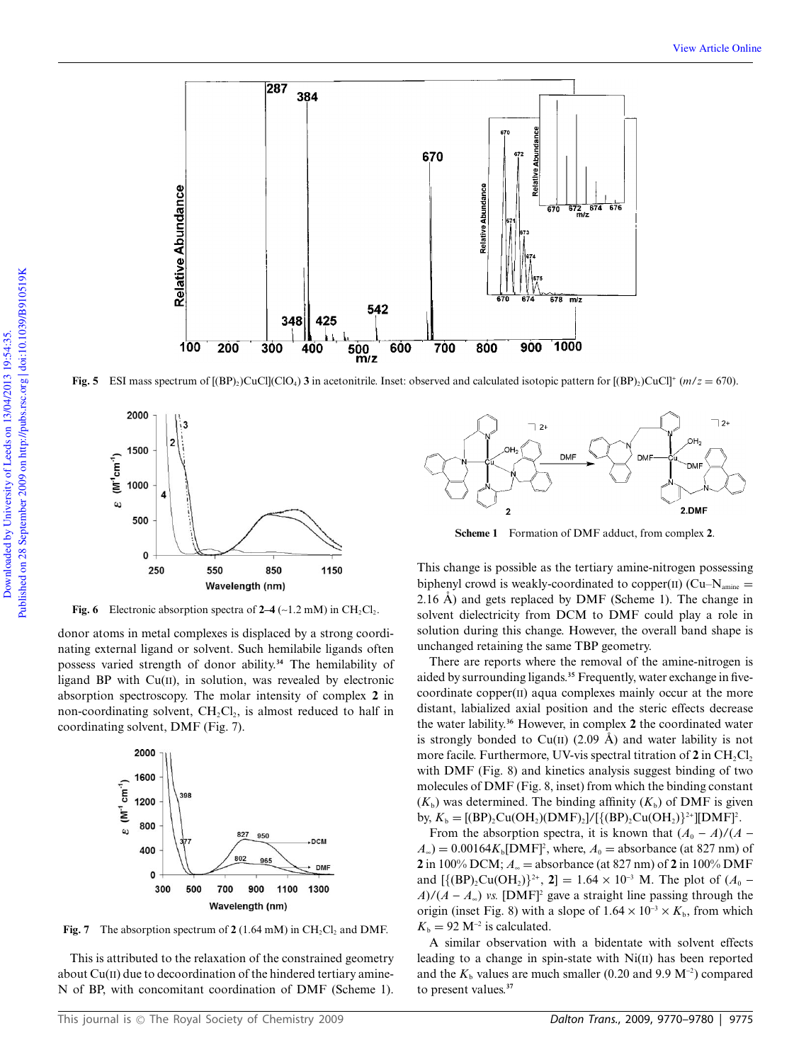Fig. 5 ESI mass spectrum of $[(BP)_2)CuCl](ClO_4)$ **3** in acetonitrile. Inset: observed and calculated isotopic pattern for $[(BP)_2)CuCl]^+$ ($m/z$ = 670).

Fig. 6 Electronic absorption spectra of **2–4** (~1.2 mM) in $CH_2Cl_2$.

Scheme 1 Formation of DMF adduct, from complex **2**.

donor atoms in metal complexes is displaced by a strong coordinating external ligand or solvent. Such hemilabile ligands often possess varied strength of donor ability.[34] The hemilability of ligand BP with Cu(II), in solution, was revealed by electronic absorption spectroscopy. The molar intensity of complex **2** in non-coordinating solvent, $CH_2Cl_2$, is almost reduced to half in coordinating solvent, DMF (Fig. 7).

Fig. 7 The absorption spectrum of **2** (1.64 mM) in $CH_2Cl_2$ and DMF.

This is attributed to the relaxation of the constrained geometry about Cu(II) due to decoordination of the hindered tertiary amine-N of BP, with concomitant coordination of DMF (Scheme 1). This change is possible as the tertiary amine-nitrogen possessing biphenyl crowd is weakly-coordinated to copper(II) (Cu–$N_{amine}$ = 2.16 Å) and gets replaced by DMF (Scheme 1). The change in solvent dielectricity from DCM to DMF could play a role in solution during this change. However, the overall band shape is unchanged retaining the same TBP geometry.

There are reports where the removal of the amine-nitrogen is aided by surrounding ligands.[35] Frequently, water exchange in five-coordinate copper(II) aqua complexes mainly occur at the more distant, labialized axial position and the steric effects decrease the water lability.[36] However, in complex **2** the coordinated water is strongly bonded to Cu(II) (2.09 Å) and water lability is not more facile. Furthermore, UV-vis spectral titration of **2** in $CH_2Cl_2$ with DMF (Fig. 8) and kinetics analysis suggest binding of two molecules of DMF (Fig. 8, inset) from which the binding constant ($K_b$) was determined. The binding affinity ($K_b$) of DMF is given by, $K_b = [(BP)_2Cu(OH_2)(DMF)_2]/[\{(BP)_2Cu(OH_2)\}^{2+}][DMF]^2$.

From the absorption spectra, it is known that $(A_0 - A)/(A - A_\infty) = 0.00164K_b[DMF]^2$, where, $A_0$ = absorbance (at 827 nm) of **2** in 100% DCM; $A_\infty$ = absorbance (at 827 nm) of **2** in 100% DMF and $[\{(BP)_2Cu(OH_2)\}^{2+}$, **2**] = $1.64 \times 10^{-3}$ M. The plot of $(A_0 - A)/(A - A_\infty)$ *vs.* $[DMF]^2$ gave a straight line passing through the origin (inset Fig. 8) with a slope of $1.64 \times 10^{-3} \times K_b$, from which $K_b = 92\ M^{-2}$ is calculated.

A similar observation with a bidentate with solvent effects leading to a change in spin-state with Ni(II) has been reported and the $K_b$ values are much smaller (0.20 and 9.9 $M^{-2}$) compared to present values.[37]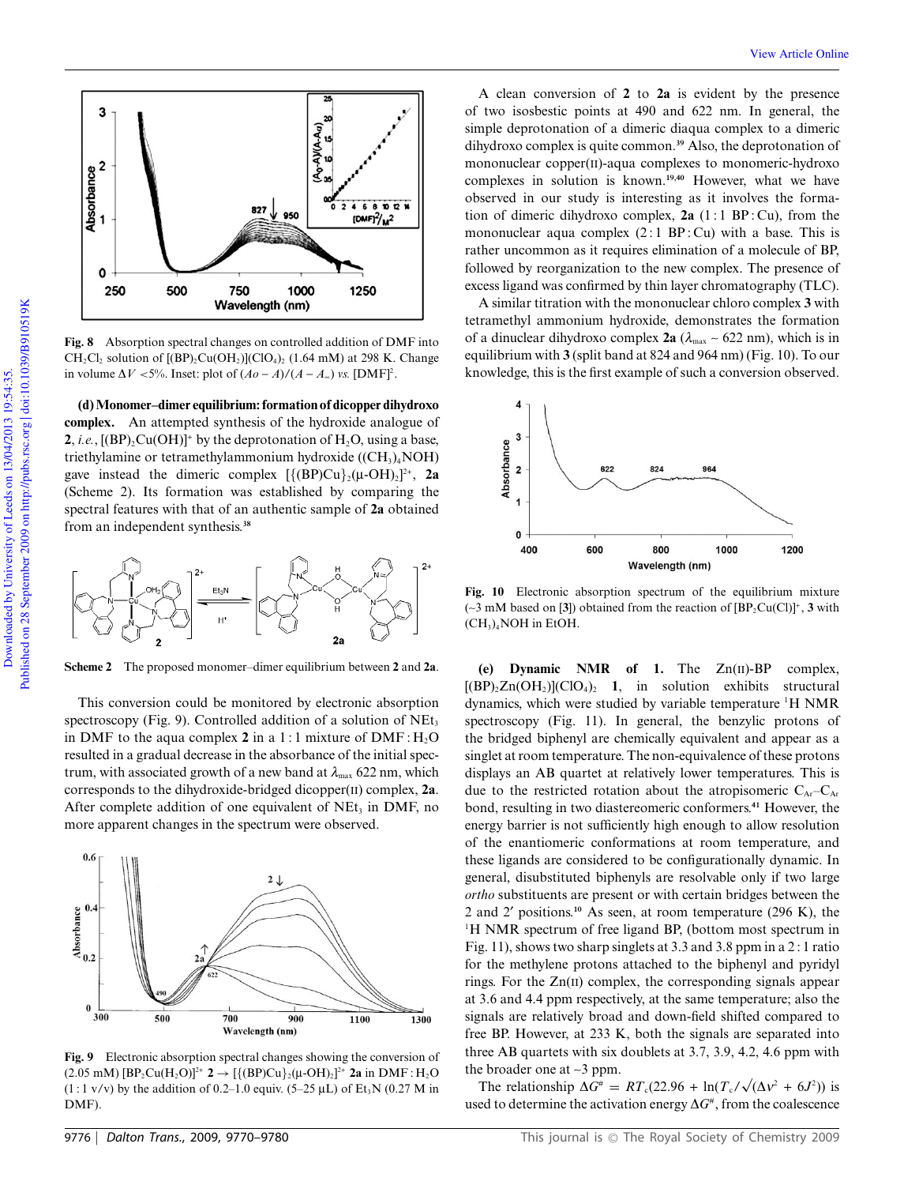Fig. 8 Absorption spectral changes on controlled addition of DMF into $CH_2Cl_2$ solution of $[(BP)_2Cu(OH_2)](ClO_4)_2$ (1.64 mM) at 298 K. Change in volume $\Delta V$ <5%. Inset: plot of $(Ao - A)/(A - A_\infty)$ *vs.* $[DMF]^2$.

**(d) Monomer–dimer equilibrium: formation of dicopper dihydroxo complex.** An attempted synthesis of the hydroxide analogue of **2**, *i.e.*, $[(BP)_2Cu(OH)]^+$ by the deprotonation of $H_2O$, using a base, triethylamine or tetramethylammonium hydroxide ($(CH_3)_4NOH$) gave instead the dimeric complex $[\{(BP)Cu\}_2(\mu\text{-}OH)_2]^{2+}$, **2a** (Scheme 2). Its formation was established by comparing the spectral features with that of an authentic sample of **2a** obtained from an independent synthesis.[38]

Scheme 2 The proposed monomer–dimer equilibrium between **2** and **2a**.

This conversion could be monitored by electronic absorption spectroscopy (Fig. 9). Controlled addition of a solution of $NEt_3$ in DMF to the aqua complex **2** in a 1 : 1 mixture of DMF : $H_2O$ resulted in a gradual decrease in the absorbance of the initial spectrum, with associated growth of a new band at $\lambda_{max}$ 622 nm, which corresponds to the dihydroxide-bridged dicopper(II) complex, **2a**. After complete addition of one equivalent of $NEt_3$ in DMF, no more apparent changes in the spectrum were observed.

Fig. 9 Electronic absorption spectral changes showing the conversion of (2.05 mM) $[BP_2Cu(H_2O)]^{2+}$ **2** → $[\{(BP)Cu\}_2(\mu\text{-}OH)_2]^{2+}$ **2a** in DMF : $H_2O$ (1 : 1 v/v) by the addition of 0.2–1.0 equiv. (5–25 μL) of $Et_3N$ (0.27 M in DMF).

A clean conversion of **2** to **2a** is evident by the presence of two isosbestic points at 490 and 622 nm. In general, the simple deprotonation of a dimeric diaqua complex to a dimeric dihydroxo complex is quite common.[39] Also, the deprotonation of mononuclear copper(II)-aqua complexes to monomeric-hydroxo complexes in solution is known.[19,40] However, what we have observed in our study is interesting as it involves the formation of dimeric dihydroxo complex, **2a** (1 : 1 BP : Cu), from the mononuclear aqua complex (2 : 1 BP : Cu) with a base. This is rather uncommon as it requires elimination of a molecule of BP, followed by reorganization to the new complex. The presence of excess ligand was confirmed by thin layer chromatography (TLC).

A similar titration with the mononuclear chloro complex **3** with tetramethyl ammonium hydroxide, demonstrates the formation of a dinuclear dihydroxo complex **2a** ($\lambda_{max}$ ~ 622 nm), which is in equilibrium with **3** (split band at 824 and 964 nm) (Fig. 10). To our knowledge, this is the first example of such a conversion observed.

Fig. 10 Electronic absorption spectrum of the equilibrium mixture (~3 mM based on [**3**]) obtained from the reaction of $[BP_2Cu(Cl)]^+$, **3** with $(CH_3)_4NOH$ in EtOH.

**(e) Dynamic NMR of 1.** The Zn(II)-BP complex, $[(BP)_2Zn(OH_2)](ClO_4)_2$ **1**, in solution exhibits structural dynamics, which were studied by variable temperature $^1H$ NMR spectroscopy (Fig. 11). In general, the benzylic protons of the bridged biphenyl are chemically equivalent and appear as a singlet at room temperature. The non-equivalence of these protons displays an AB quartet at relatively lower temperatures. This is due to the restricted rotation about the atropisomeric $C_{Ar}$–$C_{Ar}$ bond, resulting in two diastereomeric conformers.[41] However, the energy barrier is not sufficiently high enough to allow resolution of the enantiomeric conformations at room temperature, and these ligands are considered to be configurationally dynamic. In general, disubstituted biphenyls are resolvable only if two large *ortho* substituents are present or with certain bridges between the 2 and 2′ positions.[10] As seen, at room temperature (296 K), the $^1H$ NMR spectrum of free ligand BP, (bottom most spectrum in Fig. 11), shows two sharp singlets at 3.3 and 3.8 ppm in a 2 : 1 ratio for the methylene protons attached to the biphenyl and pyridyl rings. For the Zn(II) complex, the corresponding signals appear at 3.6 and 4.4 ppm respectively, at the same temperature; also the signals are relatively broad and down-field shifted compared to free BP. However, at 233 K, both the signals are separated into three AB quartets with six doublets at 3.7, 3.9, 4.2, 4.6 ppm with the broader one at ~3 ppm.

The relationship $\Delta G^{\#} = RT_c(22.96 + \ln(T_c/\sqrt{(\Delta v^2 + 6J^2)}))$ is used to determine the activation energy $\Delta G^{\#}$, from the coalescence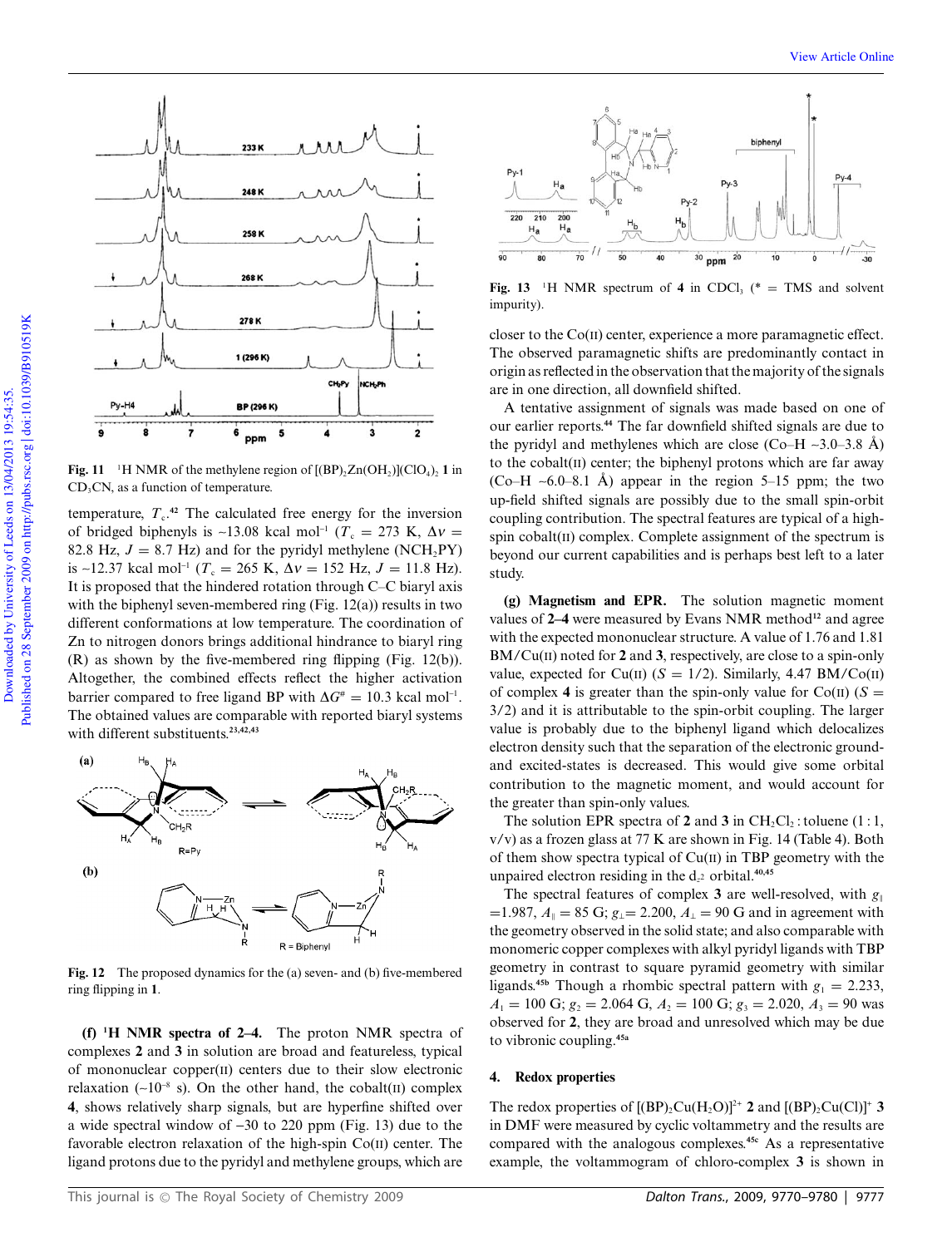Fig. 11 $^{1}$H NMR of the methylene region of $[(BP)_2Zn(OH_2)](ClO_4)_2$ **1** in $CD_3CN$, as a function of temperature.

temperature, $T_c$.[42] The calculated free energy for the inversion of bridged biphenyls is ~13.08 kcal mol$^{-1}$ ($T_c$ = 273 K, $\Delta\nu$ = 82.8 Hz, $J$ = 8.7 Hz) and for the pyridyl methylene (NCH$_2$PY) is ~12.37 kcal mol$^{-1}$ ($T_c$ = 265 K, $\Delta\nu$ = 152 Hz, $J$ = 11.8 Hz). It is proposed that the hindered rotation through C–C biaryl axis with the biphenyl seven-membered ring (Fig. 12(a)) results in two different conformations at low temperature. The coordination of Zn to nitrogen donors brings additional hindrance to biaryl ring (R) as shown by the five-membered ring flipping (Fig. 12(b)). Altogether, the combined effects reflect the higher activation barrier compared to free ligand BP with $\Delta G^{\#}$ = 10.3 kcal mol$^{-1}$. The obtained values are comparable with reported biaryl systems with different substituents.[23,42,43]

Fig. 12 The proposed dynamics for the (a) seven- and (b) five-membered ring flipping in **1**.

**(f) $^{1}$H NMR spectra of 2–4.** The proton NMR spectra of complexes **2** and **3** in solution are broad and featureless, typical of mononuclear copper(II) centers due to their slow electronic relaxation (~10$^{-8}$ s). On the other hand, the cobalt(II) complex **4**, shows relatively sharp signals, but are hyperfine shifted over a wide spectral window of –30 to 220 ppm (Fig. 13) due to the favorable electron relaxation of the high-spin Co(II) center. The ligand protons due to the pyridyl and methylene groups, which are closer to the Co(II) center, experience a more paramagnetic effect. The observed paramagnetic shifts are predominantly contact in origin as reflected in the observation that the majority of the signals are in one direction, all downfield shifted.

Fig. 13 $^{1}$H NMR spectrum of **4** in $CDCl_3$ (* = TMS and solvent impurity).

A tentative assignment of signals was made based on one of our earlier reports.[44] The far downfield shifted signals are due to the pyridyl and methylenes which are close (Co–H ~3.0–3.8 Å) to the cobalt(II) center; the biphenyl protons which are far away (Co–H ~6.0–8.1 Å) appear in the region 5–15 ppm; the two up-field shifted signals are possibly due to the small spin-orbit coupling contribution. The spectral features are typical of a high-spin cobalt(II) complex. Complete assignment of the spectrum is beyond our current capabilities and is perhaps best left to a later study.

**(g) Magnetism and EPR.** The solution magnetic moment values of **2–4** were measured by Evans NMR method[12] and agree with the expected mononuclear structure. A value of 1.76 and 1.81 BM/Cu(II) noted for **2** and **3**, respectively, are close to a spin-only value, expected for Cu(II) ($S$ = 1/2). Similarly, 4.47 BM/Co(II) of complex **4** is greater than the spin-only value for Co(II) ($S$ = 3/2) and it is attributable to the spin-orbit coupling. The larger value is probably due to the biphenyl ligand which delocalizes electron density such that the separation of the electronic ground- and excited-states is decreased. This would give some orbital contribution to the magnetic moment, and would account for the greater than spin-only values.

The solution EPR spectra of **2** and **3** in $CH_2Cl_2$ : toluene (1 : 1, v/v) as a frozen glass at 77 K are shown in Fig. 14 (Table 4). Both of them show spectra typical of Cu(II) in TBP geometry with the unpaired electron residing in the $d_{z^2}$ orbital.[40,45]

The spectral features of complex **3** are well-resolved, with $g_{\|}$ =1.987, $A_{\|}$ = 85 G; $g_{\perp}$= 2.200, $A_{\perp}$ = 90 G and in agreement with the geometry observed in the solid state; and also comparable with monomeric copper complexes with alkyl pyridyl ligands with TBP geometry in contrast to square pyramid geometry with similar ligands.[45b] Though a rhombic spectral pattern with $g_1$ = 2.233, $A_1$ = 100 G; $g_2$ = 2.064 G, $A_2$ = 100 G; $g_3$ = 2.020, $A_3$ = 90 was observed for **2**, they are broad and unresolved which may be due to vibronic coupling.[45a]

## 4. Redox properties

The redox properties of $[(BP)_2Cu(H_2O)]^{2+}$ **2** and $[(BP)_2Cu(Cl)]^{+}$ **3** in DMF were measured by cyclic voltammetry and the results are compared with the analogous complexes.[45c] As a representative example, the voltammogram of chloro-complex **3** is shown in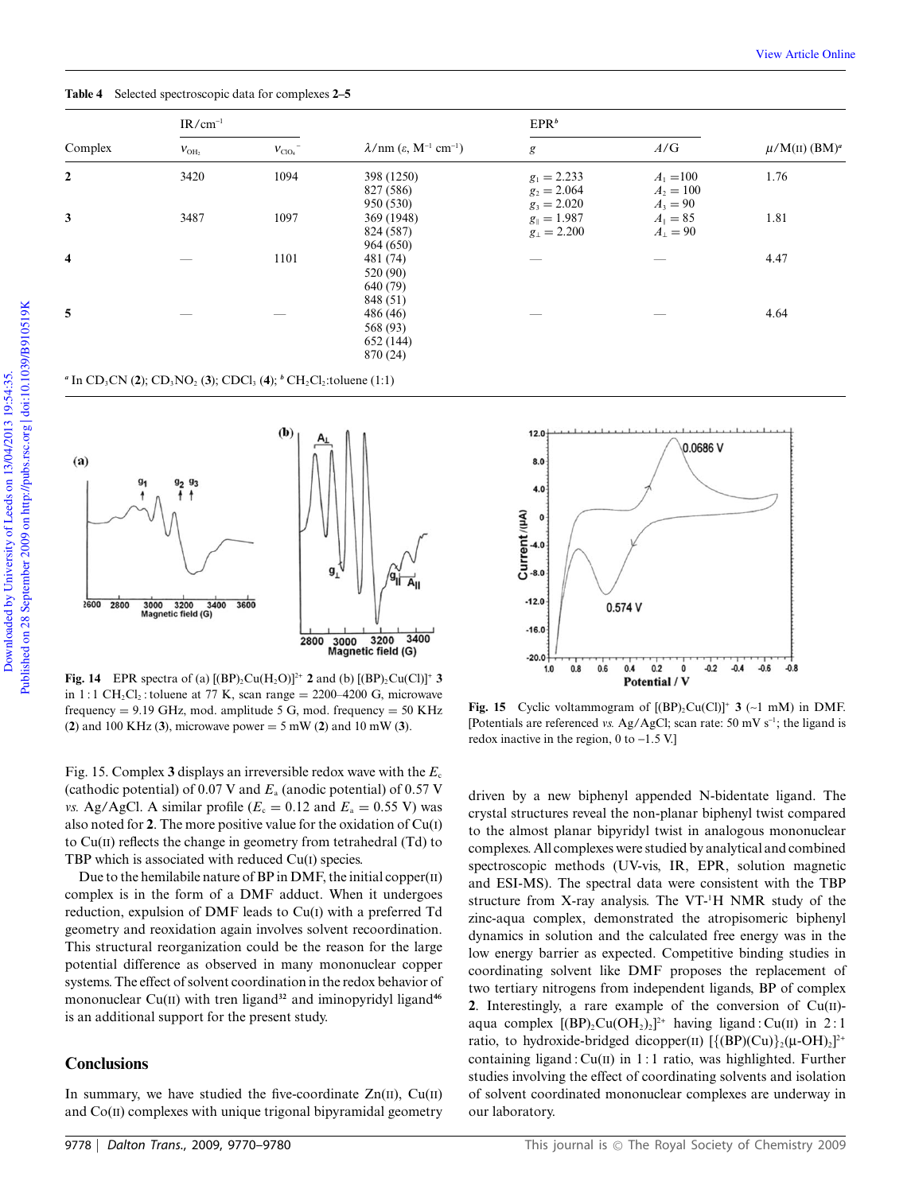**Table 4** Selected spectroscopic data for complexes **2–5**

| Complex | IR/cm$^{-1}$ | | $\lambda$/nm ($\varepsilon$, M$^{-1}$ cm$^{-1}$) | EPR[b] | | $\mu$/M(II) (BM)[a] |
|---|---|---|---|---|---|---|
| | $\nu_{OH_2}$ | $\nu_{ClO_4^-}$ | | $g$ | $A$/G | |
| **2** | 3420 | 1094 | 398 (1250) 827 (586) 950 (530) | $g_1 = 2.233$ $g_2 = 2.064$ $g_3 = 2.020$ | $A_1 = 100$ $A_2 = 100$ $A_3 = 90$ | 1.76 |
| **3** | 3487 | 1097 | 369 (1948) 824 (587) 964 (650) | $g_\parallel = 1.987$ $g_\perp = 2.200$ | $A_\parallel = 85$ $A_\perp = 90$ | 1.81 |
| **4** | — | 1101 | 481 (74) 520 (90) 640 (79) 848 (51) | — | — | 4.47 |
| **5** | — | — | 486 (46) 568 (93) 652 (144) 870 (24) | — | — | 4.64 |

[a] In $CD_3CN$ (**2**); $CD_3NO_2$ (**3**); $CDCl_3$ (**4**); [b] $CH_2Cl_2$:toluene (1:1)

**Fig. 14** EPR spectra of (a) $[(BP)_2Cu(H_2O)]^{2+}$ **2** and (b) $[(BP)_2Cu(Cl)]^{+}$ **3** in 1 : 1 $CH_2Cl_2$ : toluene at 77 K, scan range = 2200–4200 G, microwave frequency = 9.19 GHz, mod. amplitude 5 G, mod. frequency = 50 KHz (**2**) and 100 KHz (**3**), microwave power = 5 mW (**2**) and 10 mW (**3**).

**Fig. 15** Cyclic voltammogram of $[(BP)_2Cu(Cl)]^{+}$ **3** (~1 mM) in DMF. [Potentials are referenced *vs.* Ag/AgCl; scan rate: 50 mV s$^{-1}$; the ligand is redox inactive in the region, 0 to –1.5 V.]

Fig. 15. Complex **3** displays an irreversible redox wave with the $E_c$ (cathodic potential) of 0.07 V and $E_a$ (anodic potential) of 0.57 V *vs.* Ag/AgCl. A similar profile ($E_c$ = 0.12 and $E_a$ = 0.55 V) was also noted for **2**. The more positive value for the oxidation of Cu(I) to Cu(II) reflects the change in geometry from tetrahedral (Td) to TBP which is associated with reduced Cu(I) species.

Due to the hemilabile nature of BP in DMF, the initial copper(II) complex is in the form of a DMF adduct. When it undergoes reduction, expulsion of DMF leads to Cu(I) with a preferred Td geometry and reoxidation again involves solvent recoordination. This structural reorganization could be the reason for the large potential difference as observed in many mononuclear copper systems. The effect of solvent coordination in the redox behavior of mononuclear Cu(II) with tren ligand[32] and iminopyridyl ligand[46] is an additional support for the present study.

## Conclusions

In summary, we have studied the five-coordinate Zn(II), Cu(II) and Co(II) complexes with unique trigonal bipyramidal geometry driven by a new biphenyl appended N-bidentate ligand. The crystal structures reveal the non-planar biphenyl twist compared to the almost planar bipyridyl twist in analogous mononuclear complexes. All complexes were studied by analytical and combined spectroscopic methods (UV-vis, IR, EPR, solution magnetic and ESI-MS). The spectral data were consistent with the TBP structure from X-ray analysis. The VT-$^1$H NMR study of the zinc-aqua complex, demonstrated the atropisomeric biphenyl dynamics in solution and the calculated free energy was in the low energy barrier as expected. Competitive binding studies in coordinating solvent like DMF proposes the replacement of two tertiary nitrogens from independent ligands, BP of complex **2**. Interestingly, a rare example of the conversion of Cu(II)-aqua complex $[(BP)_2Cu(OH_2)_2]^{2+}$ having ligand : Cu(II) in 2 : 1 ratio, to hydroxide-bridged dicopper(II) $[\{(BP)(Cu)\}_2(\mu\text{-}OH)_2]^{2+}$ containing ligand : Cu(II) in 1 : 1 ratio, was highlighted. Further studies involving the effect of coordinating solvents and isolation of solvent coordinated mononuclear complexes are underway in our laboratory.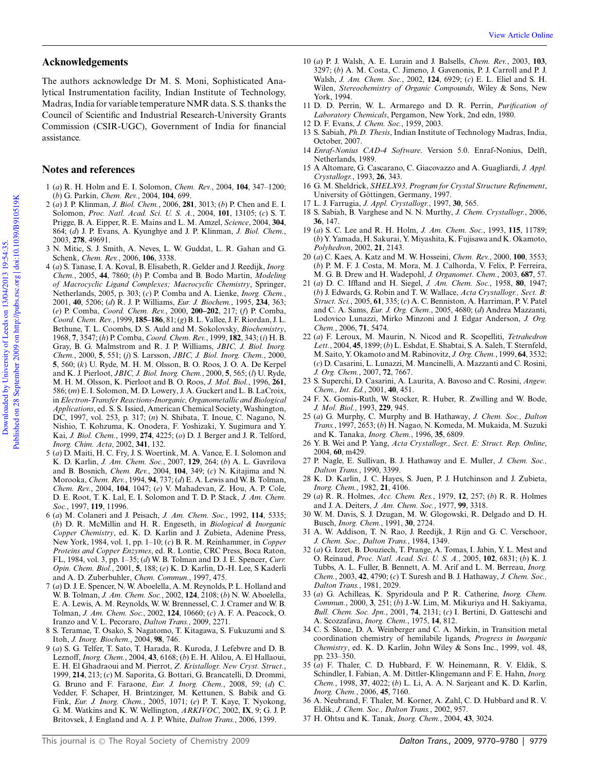## Acknowledgements

The authors acknowledge Dr M. S. Moni, Sophisticated Analytical Instrumentation facility, Indian Institute of Technology, Madras, India for variable temperature NMR data. S. S. thanks the Council of Scientific and Industrial Research-University Grants Commission (CSIR-UGC), Government of India for financial assistance.

## Notes and references

1 (*a*) R. H. Holm and E. I. Solomon, *Chem. Rev.*, 2004, **104**, 347–1200; (*b*) G. Parkin, *Chem. Rev.*, 2004, **104**, 699.

2 (*a*) J. P. Klinman, *J. Biol. Chem.*, 2006, **281**, 3013; (*b*) P. Chen and E. I. Solomon, *Proc. Natl. Acad. Sci. U. S. A.*, 2004, **101**, 13105; (*c*) S. T. Prigge, B. A. Eipper, R. E. Mains and L. M. Amzel, *Science*, 2004, **304**, 864; (*d*) J. P. Evans, A. Kyunghye and J. P. Klinman, *J. Biol. Chem.*, 2003, **278**, 49691.

3 N. Mitic, S. J. Smith, A. Neves, L. W. Guddat, L. R. Gahan and G. Schenk, *Chem. Rev.*, 2006, **106**, 3338.

4 (*a*) S. Tanase, I. A. Koval, B. Elisabeth, R. Gelder and J. Reedijk, *Inorg. Chem.*, 2005, **44**, 7860; (*b*) P. Comba and B. Bodo Martin, *Modeling of Macrocyclic Ligand Complexes; Macrocyclic Chemistry*, Springer, Netherlands, 2005, p. 303; (*c*) P. Comba and A. Lienke, *Inorg. Chem.*, 2001, **40**, 5206; (*d*) R. J. P. Williams, *Eur. J. Biochem.*, 1995, **234**, 363; (*e*) P. Comba, *Coord. Chem. Rev.*, 2000, **200–202**, 217; (*f*) P. Comba, *Coord. Chem. Rev.*, 1999, **185–186**, 81; (*g*) B. L. Vallee, J. F. Riordan, J. L. Bethune, T. L. Coombs, D. S. Auld and M. Sokolovsky, *Biochemistry*, 1968, **7**, 3547; (*h*) P. Comba, *Coord. Chem. Rev.*, 1999, **182**, 343; (*i*) H. B. Gray, B. G. Malmstrom and R. J. P. Williams, *JBIC, J. Biol. Inorg. Chem.*, 2000, **5**, 551; (*j*) S. Larsson, *JBIC, J. Biol. Inorg. Chem.*, 2000, **5**, 560; (*k*) U. Ryde, M. H. M. Olsson, B. O. Roos, J. O. A. De Kerpel and K. J. Pierloot, *JBIC, J. Biol. Inorg. Chem.*, 2000, **5**, 565; (*l*) U. Ryde, M. H. M. Olsson, K. Pierloot and B. O. Roos, *J. Mol. Biol.*, 1996, **261**, 586; (*m*) E. I. Solomon, M. D. Lowery, J. A. Guckert and L. B. LaCroix, in *Electron-Transfer Reactions-Inorganic, Organometallic and Biological Applications*, ed. S. S. Issied, American Chemical Society, Washington, DC, 1997, vol. 253, p. 317; (*n*) N. Shibata, T. Inoue, C. Nagano, N. Nishio, T. Kohzuma, K. Onodera, F. Yoshizaki, Y. Sugimura and Y. Kai, *J. Biol. Chem.*, 1999, **274**, 4225; (*o*) D. J. Berger and J. R. Telford, *Inorg. Chim. Acta*, 2002, **341**, 132.

5 (*a*) D. Maiti, H. C. Fry, J. S. Woertink, M. A. Vance, E. I. Solomon and K. D. Karlin, *J. Am. Chem. Soc.*, 2007, **129**, 264; (*b*) A. L. Gavrilova and B. Bosnich, *Chem. Rev.*, 2004, **104**, 349; (*c*) N. Kitajima and N. Morooka, *Chem. Rev.*, 1994, **94**, 737; (*d*) E. A. Lewis and W. B. Tolman, *Chem. Rev.*, 2004, **104**, 1047; (*e*) V. Mahadevan, Z. Hou, A. P. Cole, D. E. Root, T. K. Lal, E. I. Solomon and T. D. P. Stack, *J. Am. Chem. Soc.*, 1997, **119**, 11996.

6 (*a*) M. Colaneri and J. Peisach, *J. Am. Chem. Soc.*, 1992, **114**, 5335; (*b*) D. R. McMillin and H. R. Engeseth, in *Biological & Inorganic Copper Chemistry*, ed. K. D. Karlin and J. Zubieta, Adenine Press, New York, 1984, vol. 1, pp. 1–10; (*c*) B. R. M. Reinhammer, in *Copper Proteins and Copper Enzymes*, ed. R. Lontie, CRC Press, Boca Raton, FL, 1984, vol. 3, pp. 1–35; (*d*) W. B. Tolman and D. J. E. Spencer, *Curr. Opin. Chem. Biol.*, 2001, **5**, 188; (*e*) K. D. Karlin, D.-H. Lee, S Kaderli and A. D. Zuberbuhler, *Chem. Commun.*, 1997, 475.

7 (*a*) D. J. E. Spencer, N. W. Aboelella, A. M. Reynolds, P. L. Holland and W. B. Tolman, *J. Am. Chem. Soc.*, 2002, **124**, 2108; (*b*) N. W. Aboelella, E. A. Lewis, A. M. Reynolds, W. W. Brennessel, C. J. Cramer and W. B. Tolman, *J. Am. Chem. Soc.*, 2002, **124**, 10660; (*c*) A. F. A. Peacock, O. Iranzo and V. L. Pecoraro, *Dalton Trans.*, 2009, 2271.

8 S. Teramae, T. Osako, S. Nagatomo, T. Kitagawa, S. Fukuzumi and S. Itoh, *J. Inorg. Biochem.*, 2004, **98**, 746.

9 (*a*) S. G. Telfer, T. Sato, T. Harada, R. Kuroda, J. Lefebvre and D. B. Leznoff, *Inorg. Chem.*, 2004, **43**, 6168; (*b*) E. H. Alilou, A. El Hallaoui, E. H. El Ghadraoui and M. Pierrot, *Z. Kristallogr. New Cryst. Struct.*, 1999, **214**, 213; (*c*) M. Saporita, G. Bottari, G. Brancatelli, D. Drommi, G. Bruno and F. Faraone, *Eur. J. Inorg. Chem.*, 2008, 59; (*d*) C. Vedder, F. Schaper, H. Brintzinger, M. Kettunen, S. Babik and G. Fink, *Eur. J. Inorg. Chem.*, 2005, 1071; (*e*) P. T. Kaye, T. Nyokong, G. M. Watkins and K. W. Wellington, *ARKIVOC*, 2002, **IX**, 9; G. J. P. Britovsek, J. England and A. J. P. White, *Dalton Trans.*, 2006, 1399.

10 (*a*) P. J. Walsh, A. E. Lurain and J. Balsells, *Chem. Rev.*, 2003, **103**, 3297; (*b*) A. M. Costa, C. Jimeno, J. Gavenonis, P. J. Carroll and P. J. Walsh, *J. Am. Chem. Soc.*, 2002, **124**, 6929; (*c*) E. L. Eliel and S. H. Wilen, *Stereochemistry of Organic Compounds*, Wiley & Sons, New York, 1994.

11 D. D. Perrin, W. L. Armarego and D. R. Perrin, *Purification of Laboratory Chemicals*, Pergamon, New York, 2nd edn, 1980.

12 D. F. Evans, *J. Chem. Soc.*, 1959, 2003.

13 S. Sabiah, *Ph.D. Thesis*, Indian Institute of Technology Madras, India, October, 2007.

14 *Enraf-Nonius CAD-4 Software*. Version 5.0. Enraf-Nonius, Delft, Netherlands, 1989.

15 A Altomare, G. Cascarano, C. Giacovazzo and A. Guagliardi, *J. Appl. Crystallogr.*, 1993, **26**, 343.

16 G. M. Sheldrick, *SHELX93, Program for Crystal Structure Refinement*, University of Göttingen, Germany, 1997.

17 L. J. Farrugia, *J. Appl. Crystallogr.*, 1997, **30**, 565.

18 S. Sabiah, B. Varghese and N. N. Murthy, *J. Chem. Crystallogr.*, 2006, **36**, 147.

19 (*a*) S. C. Lee and R. H. Holm, *J. Am. Chem. Soc.*, 1993, **115**, 11789; (*b*) Y. Yamada, H. Sakurai, Y. Miyashita, K. Fujisawa and K. Okamoto, *Polyhedron*, 2002, **21**, 2143.

20 (*a*) C. Kaes, A. Katz and M. W. Hosseini, *Chem. Rev.*, 2000, **100**, 3553; (*b*) P. M. F. J. Costa, M. Mora, M. J. Calhorda, V. Felix, P. Ferreira, M. G. B. Drew and H. Wadepohl, *J. Organomet. Chem.*, 2003, **687**, 57.

21 (*a*) D. C. Iffland and H. Siegel, *J. Am. Chem. Soc.*, 1958, **80**, 1947; (*b*) J. Edwards, G. Robin and T. W. Wallace, *Acta Crystallogr., Sect. B: Struct. Sci.*, 2005, **61**, 335; (*c*) A. C. Benniston, A. Harriman, P. V. Patel and C. A. Sams, *Eur. J. Org. Chem.*, 2005, 4680; (*d*) Andrea Mazzanti, Lodovico Lunazzi, Mirko Minzoni and J. Edgar Anderson, *J. Org. Chem.*, 2006, **71**, 5474.

22 (*a*) F. Leroux, M. Maurin, N. Nicod and R. Scopelliti, *Tetrahedron Lett.*, 2004, **45**, 1899; (*b*) L. Eshdat, E. Shabtai, S. A. Saleh, T. Sternfeld, M. Saito, Y. Okamoto and M. Rabinovitz, *J. Org. Chem.*, 1999, **64**, 3532; (*c*) D. Casarini, L. Lunazzi, M. Mancinelli, A. Mazzanti and C. Rosini, *J. Org. Chem.*, 2007, **72**, 7667.

23 S. Superchi, D. Casarini, A. Laurita, A. Bavoso and C. Rosini, *Angew. Chem., Int. Ed.*, 2001, **40**, 451.

24 F. X. Gomis-Ruth, W. Stocker, R. Huber, R. Zwilling and W. Bode, *J. Mol. Biol.*, 1993, **229**, 945.

25 (*a*) G. Murphy, C. Murphy and B. Hathaway, *J. Chem. Soc., Dalton Trans.*, 1997, 2653; (*b*) H. Nagao, N. Komeda, M. Mukaida, M. Suzuki and K. Tanaka, *Inorg. Chem.*, 1996, **35**, 6809.

26 Y. B. Wei and P. Yang, *Acta Crystallogr., Sect. E: Struct. Rep. Online*, 2004, **60**, m429.

27 P. Nagle, E. Sullivan, B. J. Hathaway and E. Muller, *J. Chem. Soc., Dalton Trans.*, 1990, 3399.

28 K. D. Karlin, J. C. Hayes, S. Juen, P. J. Hutchinson and J. Zubieta, *Inorg. Chem.*, 1982, **21**, 4106.

29 (*a*) R. R. Holmes, *Acc. Chem. Res.*, 1979, **12**, 257; (*b*) R. R. Holmes and J. A. Deiters, *J. Am. Chem. Soc.*, 1977, **99**, 3318.

30 W. M. Davis, S. J. Dzugan, M. W. Glogowski, R. Delgado and D. H. Busch, *Inorg. Chem.*, 1991, **30**, 2724.

31 A. W. Addison, T. N. Rao, J. Reedijk, J. Rijn and G. C. Verschoor, *J. Chem. Soc., Dalton Trans.*, 1984, 1349.

32 (*a*) G. Izzet, B. Douziech, T. Prange, A. Tomas, I. Jabin, Y. L. Mest and O. Reinaud, *Proc. Natl. Acad. Sci. U. S. A.*, 2005, **102**, 6831; (*b*) K. J. Tubbs, A. L. Fuller, B. Bennett, A. M. Arif and L. M. Berreau, *Inorg. Chem.*, 2003, **42**, 4790; (*c*) T. Suresh and B. J. Hathaway, *J. Chem. Soc., Dalton Trans.*, 1981, 2029.

33 (*a*) G. Achilleas, K. Spyridoula and P. R. Catherine, *Inorg. Chem. Commun.*, 2000, **3**, 251; (*b*) J.-W. Lim, M. Mikuriya and H. Sakiyama, *Bull. Chem. Soc. Jpn.*, 2001, **74**, 2131; (*c*) I. Bertini, D. Gatteschi and A. Scozzafava, *Inorg. Chem.*, 1975, **14**, 812.

34 C. S. Slone, D. A. Weinberger and C. A. Mirkin, in Transition metal coordination chemistry of hemilabile ligands, *Progress in Inorganic Chemistry*, ed. K. D. Karlin, John Wiley & Sons Inc., 1999, vol. 48, pp. 233–350.

35 (*a*) F. Thaler, C. D. Hubbard, F. W. Heinemann, R. V. Eldik, S. Schindler, I. Fabian, A. M. Dittler-Klingemann and F. E. Hahn, *Inorg. Chem.*, 1998, **37**, 4022; (*b*) L. Li, A. A. N. Sarjeant and K. D. Karlin, *Inorg. Chem.*, 2006, **45**, 7160.

36 A. Neubrand, F. Thaler, M. Korner, A. Zahl, C. D. Hubbard and R. V. Eldik, *J. Chem. Soc., Dalton Trans.*, 2002, 957.

37 H. Ohtsu and K. Tanak, *Inorg. Chem.*, 2004, **43**, 3024.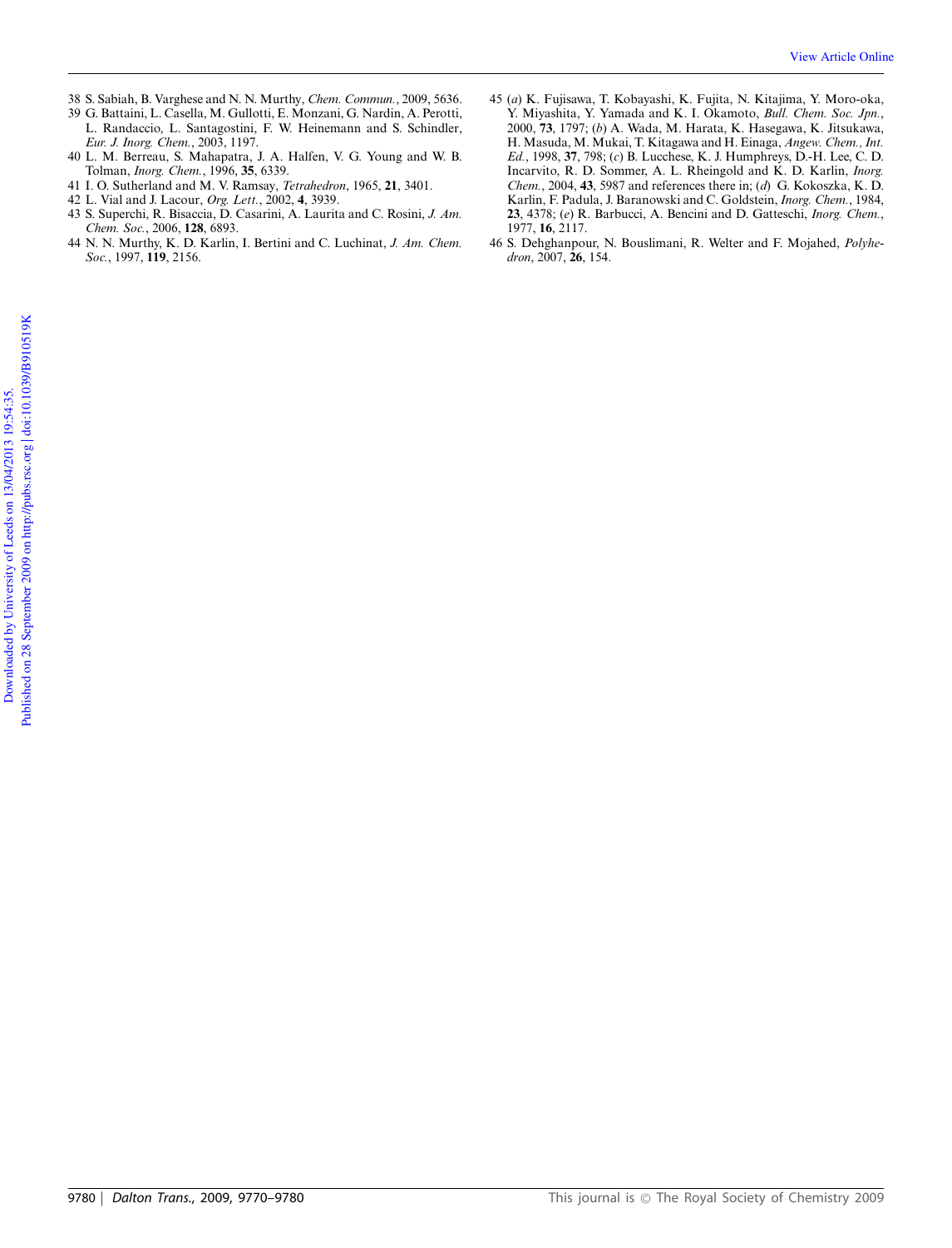38 S. Sabiah, B. Varghese and N. N. Murthy, *Chem. Commun.*, 2009, 5636.

39 G. Battaini, L. Casella, M. Gullotti, E. Monzani, G. Nardin, A. Perotti, L. Randaccio, L. Santagostini, F. W. Heinemann and S. Schindler, *Eur. J. Inorg. Chem.*, 2003, 1197.

40 L. M. Berreau, S. Mahapatra, J. A. Halfen, V. G. Young and W. B. Tolman, *Inorg. Chem.*, 1996, **35**, 6339.

41 I. O. Sutherland and M. V. Ramsay, *Tetrahedron*, 1965, **21**, 3401.

42 L. Vial and J. Lacour, *Org. Lett.*, 2002, **4**, 3939.

43 S. Superchi, R. Bisaccia, D. Casarini, A. Laurita and C. Rosini, *J. Am. Chem. Soc.*, 2006, **128**, 6893.

44 N. N. Murthy, K. D. Karlin, I. Bertini and C. Luchinat, *J. Am. Chem. Soc.*, 1997, **119**, 2156.

45 (*a*) K. Fujisawa, T. Kobayashi, K. Fujita, N. Kitajima, Y. Moro-oka, Y. Miyashita, Y. Yamada and K. I. Okamoto, *Bull. Chem. Soc. Jpn.*, 2000, **73**, 1797; (*b*) A. Wada, M. Harata, K. Hasegawa, K. Jitsukawa, H. Masuda, M. Mukai, T. Kitagawa and H. Einaga, *Angew. Chem., Int. Ed.*, 1998, **37**, 798; (*c*) B. Lucchese, K. J. Humphreys, D.-H. Lee, C. D. Incarvito, R. D. Sommer, A. L. Rheingold and K. D. Karlin, *Inorg. Chem.*, 2004, **43**, 5987 and references there in; (*d*) G. Kokoszka, K. D. Karlin, F. Padula, J. Baranowski and C. Goldstein, *Inorg. Chem.*, 1984, **23**, 4378; (*e*) R. Barbucci, A. Bencini and D. Gatteschi, *Inorg. Chem.*, 1977, **16**, 2117.

46 S. Dehghanpour, N. Bouslimani, R. Welter and F. Mojahed, *Polyhedron*, 2007, **26**, 154.